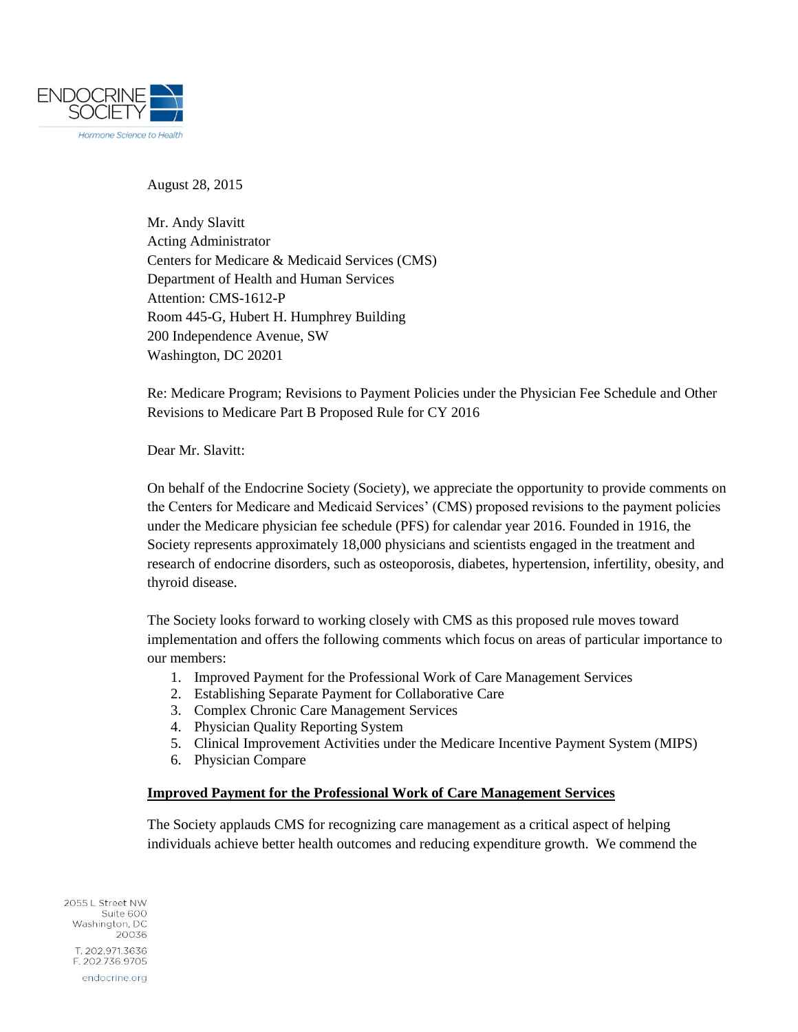ENDOCRINE SOCIETY

*Hormone Science to Health*

August 28, 2015

Mr. Andy Slavitt
Acting Administrator
Centers for Medicare & Medicaid Services (CMS)
Department of Health and Human Services
Attention: CMS-1612-P
Room 445-G, Hubert H. Humphrey Building
200 Independence Avenue, SW
Washington, DC 20201

Re: Medicare Program; Revisions to Payment Policies under the Physician Fee Schedule and Other Revisions to Medicare Part B Proposed Rule for CY 2016

Dear Mr. Slavitt:

On behalf of the Endocrine Society (Society), we appreciate the opportunity to provide comments on the Centers for Medicare and Medicaid Services' (CMS) proposed revisions to the payment policies under the Medicare physician fee schedule (PFS) for calendar year 2016. Founded in 1916, the Society represents approximately 18,000 physicians and scientists engaged in the treatment and research of endocrine disorders, such as osteoporosis, diabetes, hypertension, infertility, obesity, and thyroid disease.

The Society looks forward to working closely with CMS as this proposed rule moves toward implementation and offers the following comments which focus on areas of particular importance to our members:

1. Improved Payment for the Professional Work of Care Management Services
2. Establishing Separate Payment for Collaborative Care
3. Complex Chronic Care Management Services
4. Physician Quality Reporting System
5. Clinical Improvement Activities under the Medicare Incentive Payment System (MIPS)
6. Physician Compare

**Improved Payment for the Professional Work of Care Management Services**

The Society applauds CMS for recognizing care management as a critical aspect of helping individuals achieve better health outcomes and reducing expenditure growth. We commend the

2055 L Street NW
Suite 600
Washington, DC
20036

T. 202.971.3636
F. 202.736.9705

endocrine.org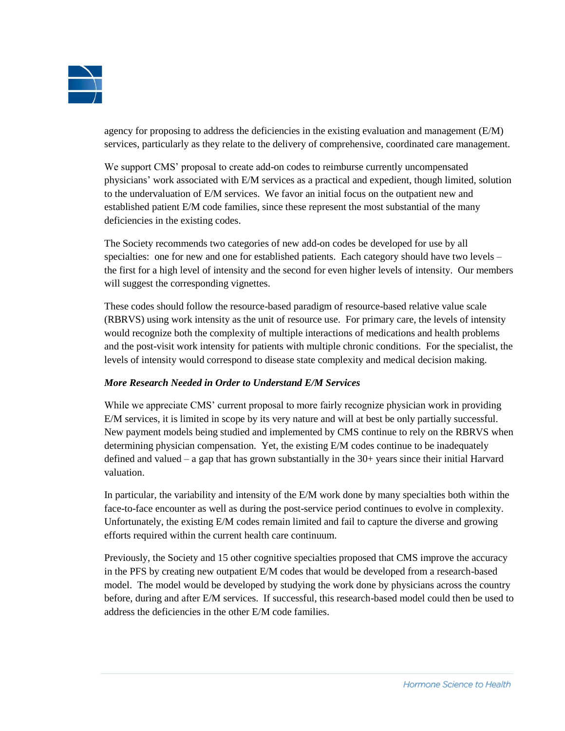agency for proposing to address the deficiencies in the existing evaluation and management (E/M) services, particularly as they relate to the delivery of comprehensive, coordinated care management.

We support CMS' proposal to create add-on codes to reimburse currently uncompensated physicians' work associated with E/M services as a practical and expedient, though limited, solution to the undervaluation of E/M services. We favor an initial focus on the outpatient new and established patient E/M code families, since these represent the most substantial of the many deficiencies in the existing codes.

The Society recommends two categories of new add-on codes be developed for use by all specialties: one for new and one for established patients. Each category should have two levels – the first for a high level of intensity and the second for even higher levels of intensity. Our members will suggest the corresponding vignettes.

These codes should follow the resource-based paradigm of resource-based relative value scale (RBRVS) using work intensity as the unit of resource use. For primary care, the levels of intensity would recognize both the complexity of multiple interactions of medications and health problems and the post-visit work intensity for patients with multiple chronic conditions. For the specialist, the levels of intensity would correspond to disease state complexity and medical decision making.

***More Research Needed in Order to Understand E/M Services***

While we appreciate CMS' current proposal to more fairly recognize physician work in providing E/M services, it is limited in scope by its very nature and will at best be only partially successful. New payment models being studied and implemented by CMS continue to rely on the RBRVS when determining physician compensation. Yet, the existing E/M codes continue to be inadequately defined and valued – a gap that has grown substantially in the 30+ years since their initial Harvard valuation.

In particular, the variability and intensity of the E/M work done by many specialties both within the face-to-face encounter as well as during the post-service period continues to evolve in complexity. Unfortunately, the existing E/M codes remain limited and fail to capture the diverse and growing efforts required within the current health care continuum.

Previously, the Society and 15 other cognitive specialties proposed that CMS improve the accuracy in the PFS by creating new outpatient E/M codes that would be developed from a research-based model. The model would be developed by studying the work done by physicians across the country before, during and after E/M services. If successful, this research-based model could then be used to address the deficiencies in the other E/M code families.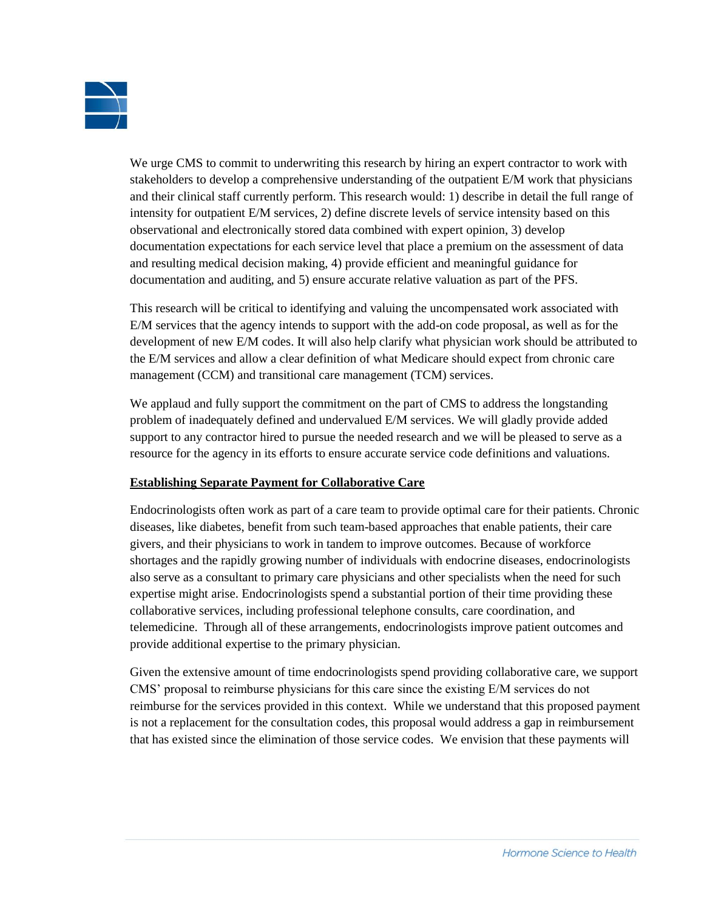We urge CMS to commit to underwriting this research by hiring an expert contractor to work with stakeholders to develop a comprehensive understanding of the outpatient E/M work that physicians and their clinical staff currently perform. This research would: 1) describe in detail the full range of intensity for outpatient E/M services, 2) define discrete levels of service intensity based on this observational and electronically stored data combined with expert opinion, 3) develop documentation expectations for each service level that place a premium on the assessment of data and resulting medical decision making, 4) provide efficient and meaningful guidance for documentation and auditing, and 5) ensure accurate relative valuation as part of the PFS.

This research will be critical to identifying and valuing the uncompensated work associated with E/M services that the agency intends to support with the add-on code proposal, as well as for the development of new E/M codes. It will also help clarify what physician work should be attributed to the E/M services and allow a clear definition of what Medicare should expect from chronic care management (CCM) and transitional care management (TCM) services.

We applaud and fully support the commitment on the part of CMS to address the longstanding problem of inadequately defined and undervalued E/M services. We will gladly provide added support to any contractor hired to pursue the needed research and we will be pleased to serve as a resource for the agency in its efforts to ensure accurate service code definitions and valuations.

**Establishing Separate Payment for Collaborative Care**

Endocrinologists often work as part of a care team to provide optimal care for their patients. Chronic diseases, like diabetes, benefit from such team-based approaches that enable patients, their care givers, and their physicians to work in tandem to improve outcomes. Because of workforce shortages and the rapidly growing number of individuals with endocrine diseases, endocrinologists also serve as a consultant to primary care physicians and other specialists when the need for such expertise might arise. Endocrinologists spend a substantial portion of their time providing these collaborative services, including professional telephone consults, care coordination, and telemedicine. Through all of these arrangements, endocrinologists improve patient outcomes and provide additional expertise to the primary physician.

Given the extensive amount of time endocrinologists spend providing collaborative care, we support CMS' proposal to reimburse physicians for this care since the existing E/M services do not reimburse for the services provided in this context. While we understand that this proposed payment is not a replacement for the consultation codes, this proposal would address a gap in reimbursement that has existed since the elimination of those service codes. We envision that these payments will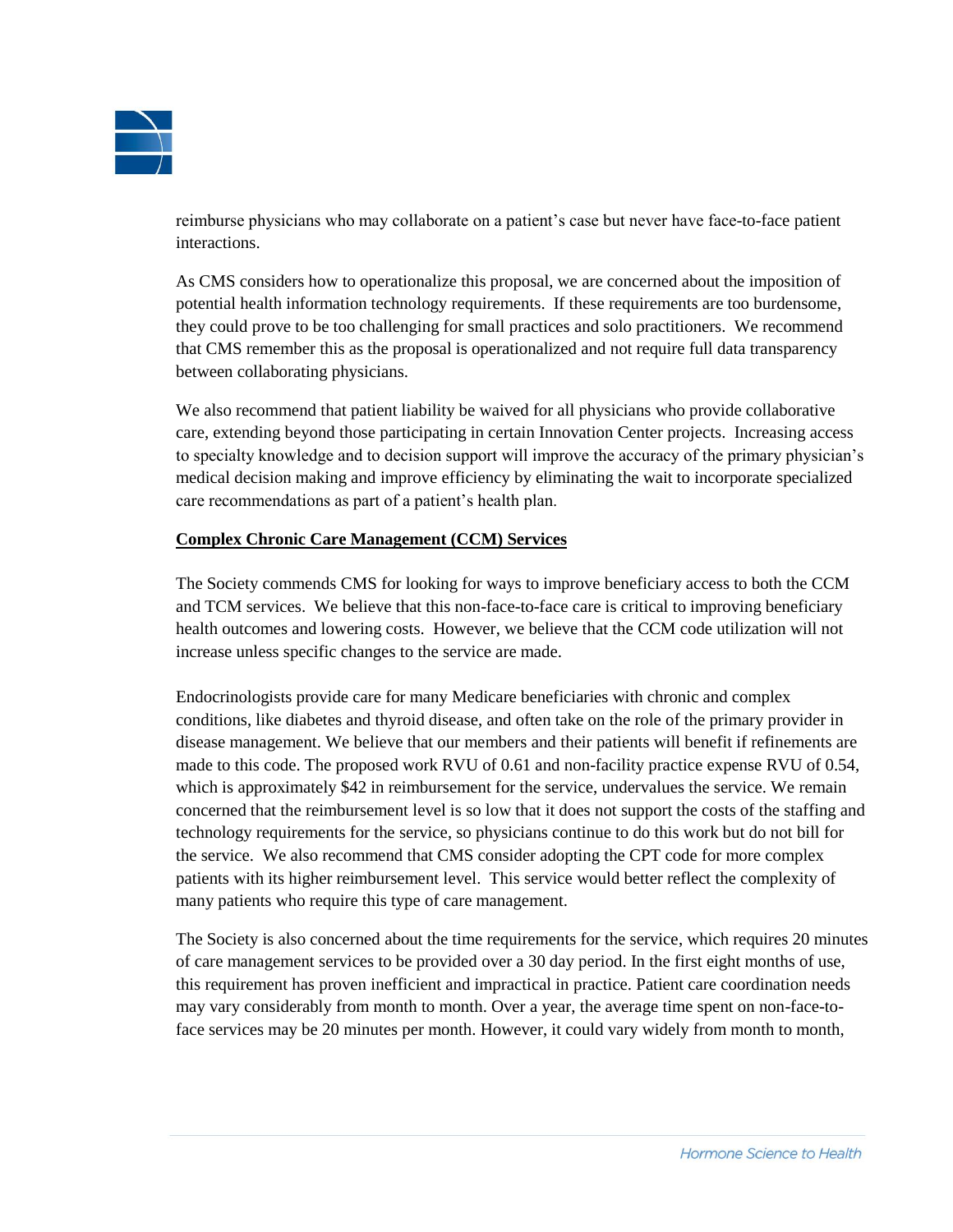reimburse physicians who may collaborate on a patient's case but never have face-to-face patient interactions.

As CMS considers how to operationalize this proposal, we are concerned about the imposition of potential health information technology requirements. If these requirements are too burdensome, they could prove to be too challenging for small practices and solo practitioners. We recommend that CMS remember this as the proposal is operationalized and not require full data transparency between collaborating physicians.

We also recommend that patient liability be waived for all physicians who provide collaborative care, extending beyond those participating in certain Innovation Center projects. Increasing access to specialty knowledge and to decision support will improve the accuracy of the primary physician's medical decision making and improve efficiency by eliminating the wait to incorporate specialized care recommendations as part of a patient's health plan.

**Complex Chronic Care Management (CCM) Services**

The Society commends CMS for looking for ways to improve beneficiary access to both the CCM and TCM services. We believe that this non-face-to-face care is critical to improving beneficiary health outcomes and lowering costs. However, we believe that the CCM code utilization will not increase unless specific changes to the service are made.

Endocrinologists provide care for many Medicare beneficiaries with chronic and complex conditions, like diabetes and thyroid disease, and often take on the role of the primary provider in disease management. We believe that our members and their patients will benefit if refinements are made to this code. The proposed work RVU of 0.61 and non-facility practice expense RVU of 0.54, which is approximately $42 in reimbursement for the service, undervalues the service. We remain concerned that the reimbursement level is so low that it does not support the costs of the staffing and technology requirements for the service, so physicians continue to do this work but do not bill for the service. We also recommend that CMS consider adopting the CPT code for more complex patients with its higher reimbursement level. This service would better reflect the complexity of many patients who require this type of care management.

The Society is also concerned about the time requirements for the service, which requires 20 minutes of care management services to be provided over a 30 day period. In the first eight months of use, this requirement has proven inefficient and impractical in practice. Patient care coordination needs may vary considerably from month to month. Over a year, the average time spent on non-face-to-face services may be 20 minutes per month. However, it could vary widely from month to month,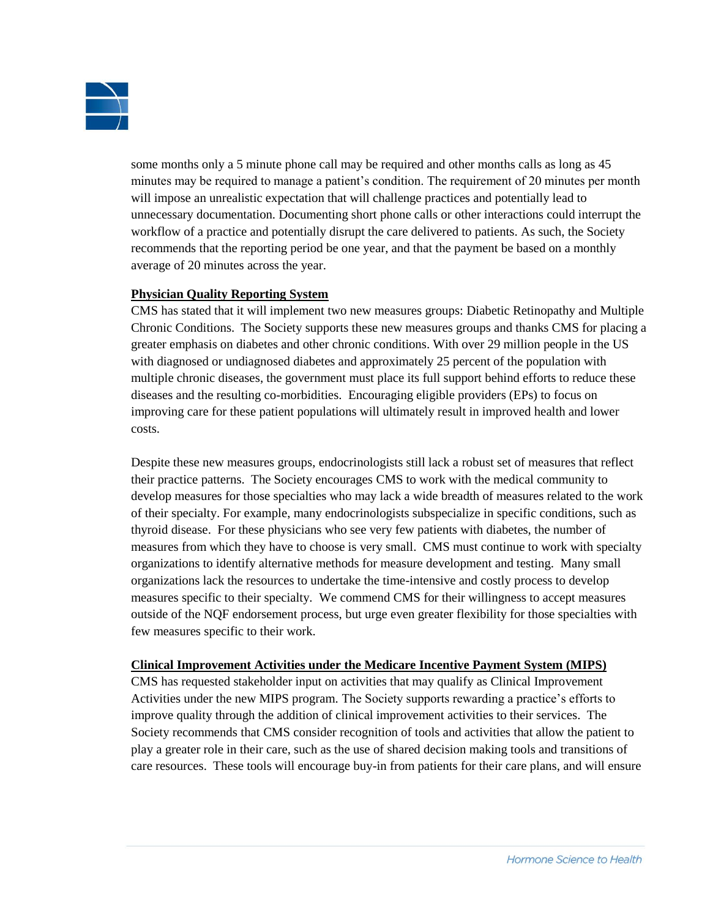some months only a 5 minute phone call may be required and other months calls as long as 45 minutes may be required to manage a patient's condition. The requirement of 20 minutes per month will impose an unrealistic expectation that will challenge practices and potentially lead to unnecessary documentation. Documenting short phone calls or other interactions could interrupt the workflow of a practice and potentially disrupt the care delivered to patients. As such, the Society recommends that the reporting period be one year, and that the payment be based on a monthly average of 20 minutes across the year.

**Physician Quality Reporting System**

CMS has stated that it will implement two new measures groups: Diabetic Retinopathy and Multiple Chronic Conditions. The Society supports these new measures groups and thanks CMS for placing a greater emphasis on diabetes and other chronic conditions. With over 29 million people in the US with diagnosed or undiagnosed diabetes and approximately 25 percent of the population with multiple chronic diseases, the government must place its full support behind efforts to reduce these diseases and the resulting co-morbidities. Encouraging eligible providers (EPs) to focus on improving care for these patient populations will ultimately result in improved health and lower costs.

Despite these new measures groups, endocrinologists still lack a robust set of measures that reflect their practice patterns. The Society encourages CMS to work with the medical community to develop measures for those specialties who may lack a wide breadth of measures related to the work of their specialty. For example, many endocrinologists subspecialize in specific conditions, such as thyroid disease. For these physicians who see very few patients with diabetes, the number of measures from which they have to choose is very small. CMS must continue to work with specialty organizations to identify alternative methods for measure development and testing. Many small organizations lack the resources to undertake the time-intensive and costly process to develop measures specific to their specialty. We commend CMS for their willingness to accept measures outside of the NQF endorsement process, but urge even greater flexibility for those specialties with few measures specific to their work.

**Clinical Improvement Activities under the Medicare Incentive Payment System (MIPS)**

CMS has requested stakeholder input on activities that may qualify as Clinical Improvement Activities under the new MIPS program. The Society supports rewarding a practice's efforts to improve quality through the addition of clinical improvement activities to their services. The Society recommends that CMS consider recognition of tools and activities that allow the patient to play a greater role in their care, such as the use of shared decision making tools and transitions of care resources. These tools will encourage buy-in from patients for their care plans, and will ensure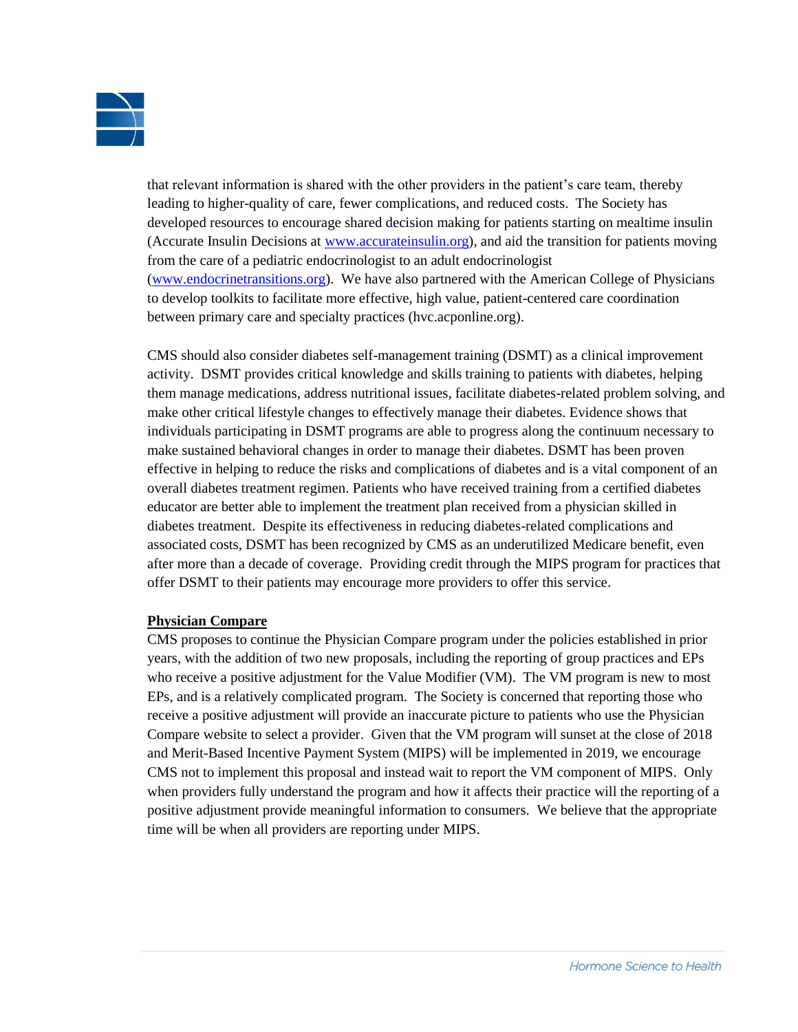that relevant information is shared with the other providers in the patient's care team, thereby leading to higher-quality of care, fewer complications, and reduced costs. The Society has developed resources to encourage shared decision making for patients starting on mealtime insulin (Accurate Insulin Decisions at [www.accurateinsulin.org](http://www.accurateinsulin.org)), and aid the transition for patients moving from the care of a pediatric endocrinologist to an adult endocrinologist ([www.endocrinetransitions.org](http://www.endocrinetransitions.org)). We have also partnered with the American College of Physicians to develop toolkits to facilitate more effective, high value, patient-centered care coordination between primary care and specialty practices (hvc.acponline.org).

CMS should also consider diabetes self-management training (DSMT) as a clinical improvement activity. DSMT provides critical knowledge and skills training to patients with diabetes, helping them manage medications, address nutritional issues, facilitate diabetes-related problem solving, and make other critical lifestyle changes to effectively manage their diabetes. Evidence shows that individuals participating in DSMT programs are able to progress along the continuum necessary to make sustained behavioral changes in order to manage their diabetes. DSMT has been proven effective in helping to reduce the risks and complications of diabetes and is a vital component of an overall diabetes treatment regimen. Patients who have received training from a certified diabetes educator are better able to implement the treatment plan received from a physician skilled in diabetes treatment. Despite its effectiveness in reducing diabetes-related complications and associated costs, DSMT has been recognized by CMS as an underutilized Medicare benefit, even after more than a decade of coverage. Providing credit through the MIPS program for practices that offer DSMT to their patients may encourage more providers to offer this service.

**Physician Compare**

CMS proposes to continue the Physician Compare program under the policies established in prior years, with the addition of two new proposals, including the reporting of group practices and EPs who receive a positive adjustment for the Value Modifier (VM). The VM program is new to most EPs, and is a relatively complicated program. The Society is concerned that reporting those who receive a positive adjustment will provide an inaccurate picture to patients who use the Physician Compare website to select a provider. Given that the VM program will sunset at the close of 2018 and Merit-Based Incentive Payment System (MIPS) will be implemented in 2019, we encourage CMS not to implement this proposal and instead wait to report the VM component of MIPS. Only when providers fully understand the program and how it affects their practice will the reporting of a positive adjustment provide meaningful information to consumers. We believe that the appropriate time will be when all providers are reporting under MIPS.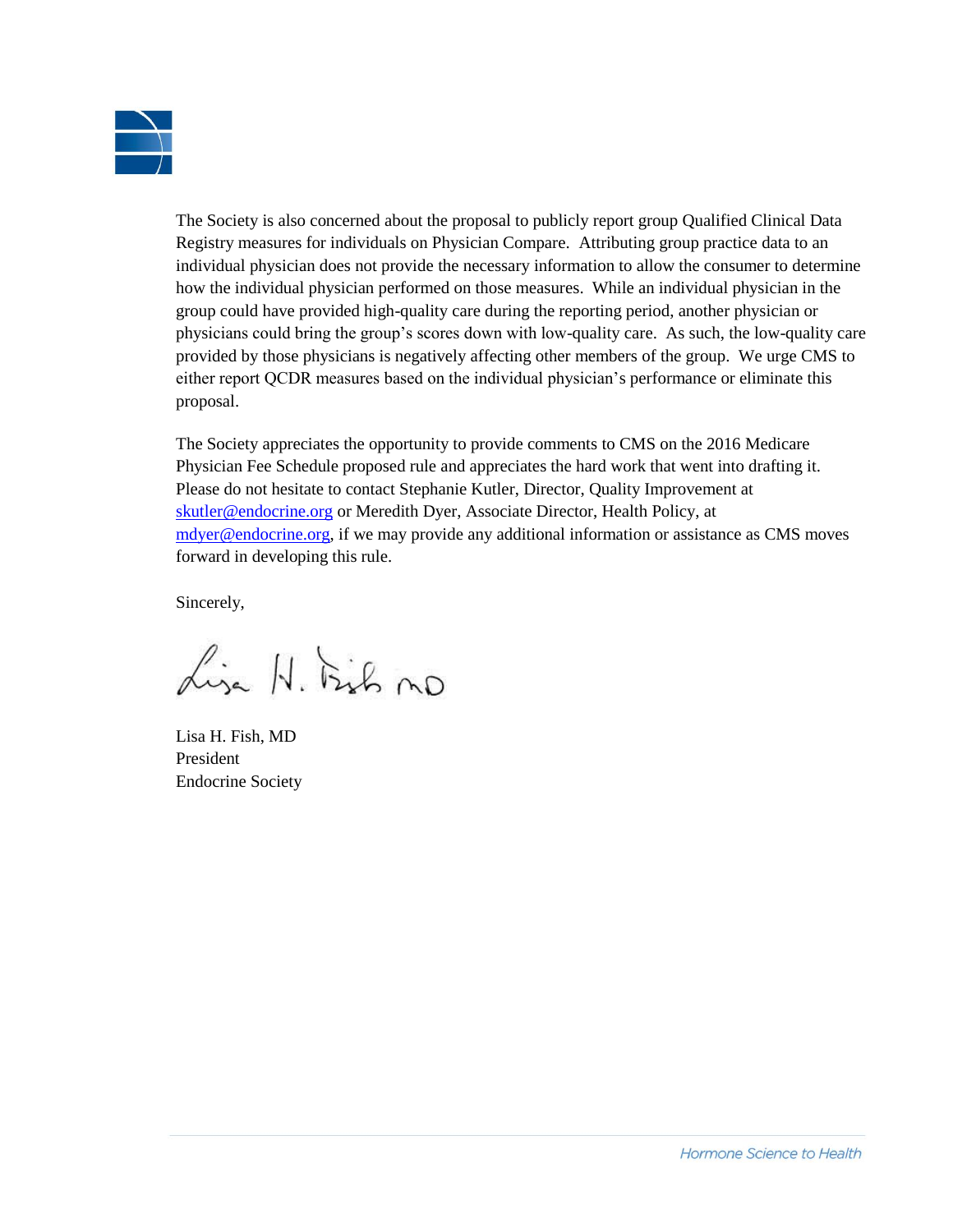The Society is also concerned about the proposal to publicly report group Qualified Clinical Data Registry measures for individuals on Physician Compare. Attributing group practice data to an individual physician does not provide the necessary information to allow the consumer to determine how the individual physician performed on those measures. While an individual physician in the group could have provided high-quality care during the reporting period, another physician or physicians could bring the group's scores down with low-quality care. As such, the low-quality care provided by those physicians is negatively affecting other members of the group. We urge CMS to either report QCDR measures based on the individual physician's performance or eliminate this proposal.

The Society appreciates the opportunity to provide comments to CMS on the 2016 Medicare Physician Fee Schedule proposed rule and appreciates the hard work that went into drafting it. Please do not hesitate to contact Stephanie Kutler, Director, Quality Improvement at skutler@endocrine.org or Meredith Dyer, Associate Director, Health Policy, at mdyer@endocrine.org, if we may provide any additional information or assistance as CMS moves forward in developing this rule.

Sincerely,

Lisa H. Fish MD

Lisa H. Fish, MD
President
Endocrine Society